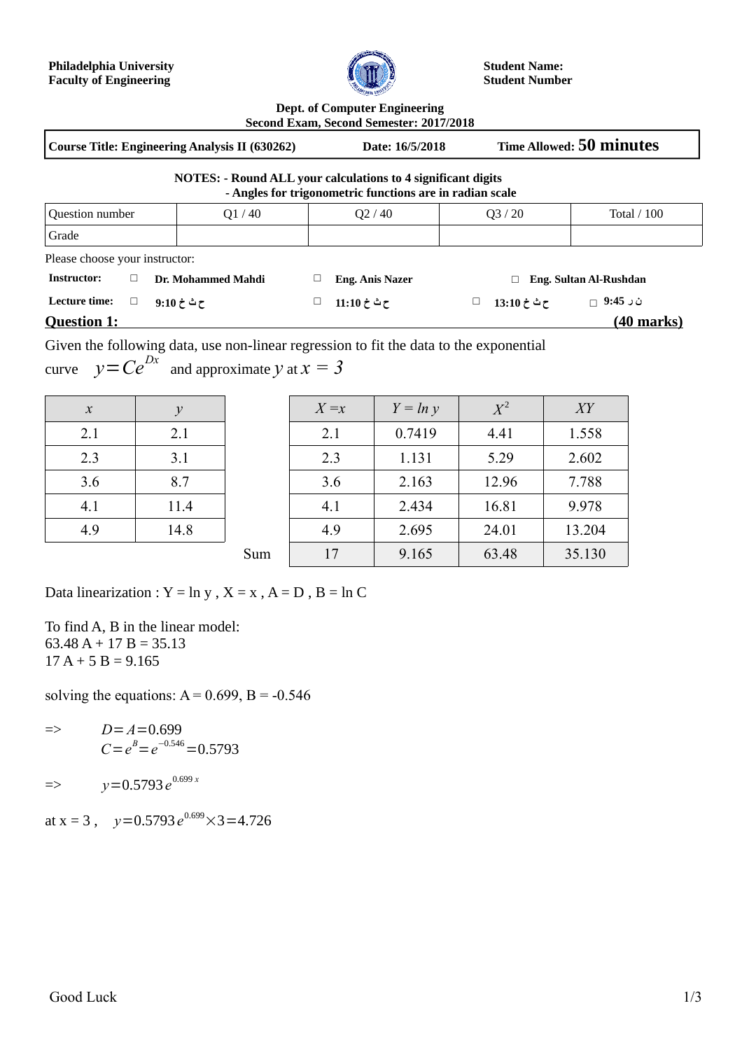**Philadelphia University**
**Faculty of Engineering**

**Student Name:**
**Student Number**

**Dept. of Computer Engineering**
**Second Exam, Second Semester: 2017/2018**

| Course Title: Engineering Analysis II (630262) | Date: 16/5/2018 | Time Allowed: 50 minutes |
|---|---|---|

**NOTES: - Round ALL your calculations to 4 significant digits**
**- Angles for trigonometric functions are in radian scale**

| Question number | Q1 / 40 | Q2 / 40 | Q3 / 20 | Total / 100 |
|---|---|---|---|---|
| Grade | | | | |

Please choose your instructor:

| **Instructor:** | □ **Dr. Mohammed Mahdi** | □ **Eng. Anis Nazer** | □ **Eng. Sultan Al-Rushdan** | |
|---|---|---|---|---|
| **Lecture time:** | □ **ح ث خ 9:10** | □ **ح ث خ 11:10** | □ **ح ث خ 13:10** | □ **ن ر 9:45** |

## Question 1: (40 marks)

Given the following data, use non-linear regression to fit the data to the exponential curve $y = Ce^{Dx}$ and approximate $y$ at $x = 3$

| $x$ | $y$ |
|---|---|
| 2.1 | 2.1 |
| 2.3 | 3.1 |
| 3.6 | 8.7 |
| 4.1 | 11.4 |
| 4.9 | 14.8 |

| | $X = x$ | $Y = \ln y$ | $X^2$ | $XY$ |
|---|---|---|---|---|
| | 2.1 | 0.7419 | 4.41 | 1.558 |
| | 2.3 | 1.131 | 5.29 | 2.602 |
| | 3.6 | 2.163 | 12.96 | 7.788 |
| | 4.1 | 2.434 | 16.81 | 9.978 |
| | 4.9 | 2.695 | 24.01 | 13.204 |
| Sum | 17 | 9.165 | 63.48 | 35.130 |

Data linearization : Y = ln y , X = x , A = D , B = ln C

To find A, B in the linear model:
63.48 A + 17 B = 35.13
17 A + 5 B = 9.165

solving the equations: A = 0.699, B = -0.546

=> $D = A = 0.699$
$C = e^{B} = e^{-0.546} = 0.5793$

=> $y = 0.5793\, e^{0.699\, x}$

at x = 3 , $y = 0.5793\, e^{0.699} \times 3 = 4.726$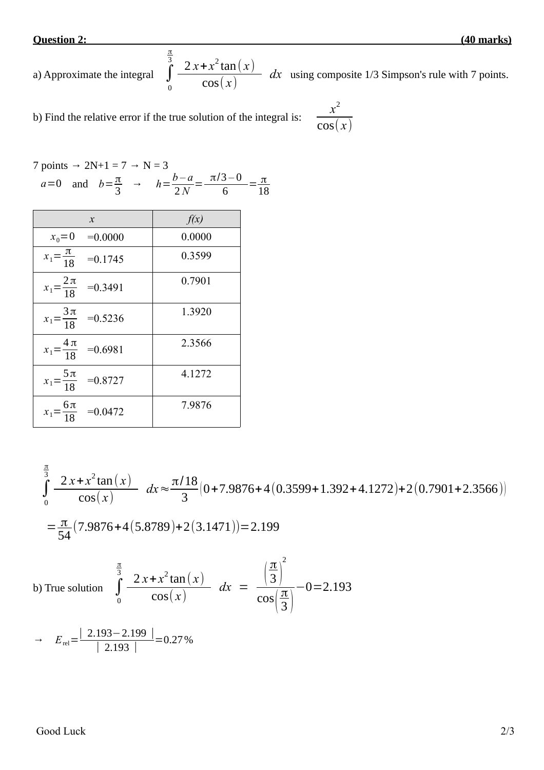**Question 2: (40 marks)**

a) Approximate the integral $\int_0^{\frac{\pi}{3}} \frac{2x+x^2\tan(x)}{\cos(x)}\, dx$ using composite 1/3 Simpson's rule with 7 points.

b) Find the relative error if the true solution of the integral is: $\frac{x^2}{\cos(x)}$

7 points → 2N+1 = 7 → N = 3

$a=0$ and $b=\frac{\pi}{3}$ → $h=\frac{b-a}{2N}=\frac{\pi/3-0}{6}=\frac{\pi}{18}$

| $x$ | $f(x)$ |
|---|---|
| $x_0=0$ =0.0000 | 0.0000 |
| $x_1=\frac{\pi}{18}$ =0.1745 | 0.3599 |
| $x_1=\frac{2\pi}{18}$ =0.3491 | 0.7901 |
| $x_1=\frac{3\pi}{18}$ =0.5236 | 1.3920 |
| $x_1=\frac{4\pi}{18}$ =0.6981 | 2.3566 |
| $x_1=\frac{5\pi}{18}$ =0.8727 | 4.1272 |
| $x_1=\frac{6\pi}{18}$ =0.0472 | 7.9876 |

$$\int_0^{\frac{\pi}{3}} \frac{2x+x^2\tan(x)}{\cos(x)}\, dx \approx \frac{\pi/18}{3}\left(0+7.9876+4(0.3599+1.392+4.1272)+2(0.7901+2.3566)\right)$$

$$=\frac{\pi}{54}\left(7.9876+4(5.8789)+2(3.1471)\right)=2.199$$

b) True solution $\int_0^{\frac{\pi}{3}} \frac{2x+x^2\tan(x)}{\cos(x)}\, dx = \frac{\left(\frac{\pi}{3}\right)^2}{\cos\left(\frac{\pi}{3}\right)}-0=2.193$

→ $E_{rel}=\frac{|\ 2.193-2.199\ |}{|\ 2.193\ |}=0.27\%$

Good Luck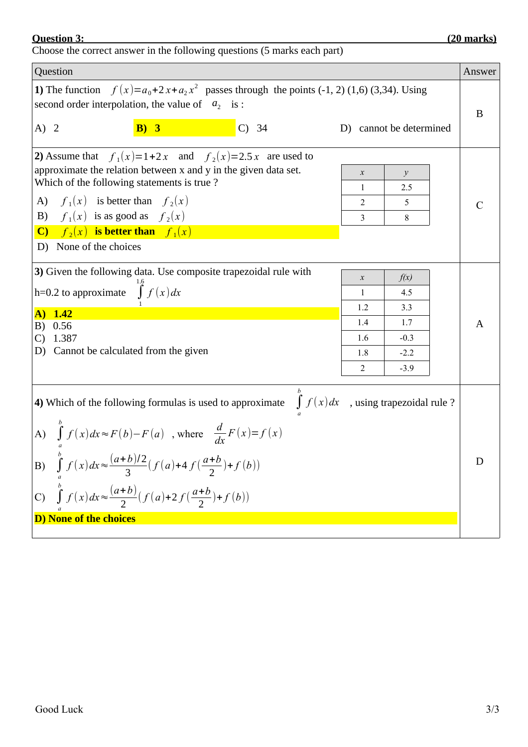**Question 3:** **(20 marks)**

Choose the correct answer in the following questions (5 marks each part)

| Question | Answer |
|---|---|
| **1)** The function $f(x)=a_0+2x+a_2x^2$ passes through the points (-1, 2) (1,6) (3,34). Using second order interpolation, the value of $a_2$ is : <br> A) 2 &nbsp;&nbsp; **B) 3** &nbsp;&nbsp; C) 34 &nbsp;&nbsp; D) cannot be determined | B |
| **2)** Assume that $f_1(x)=1+2x$ and $f_2(x)=2.5x$ are used to approximate the relation between x and y in the given data set. Which of the following statements is true ? <br> A) $f_1(x)$ is better than $f_2(x)$ <br> B) $f_1(x)$ is as good as $f_2(x)$ <br> **C) $f_2(x)$ is better than $f_1(x)$** <br> D) None of the choices <br><br> x: 1, 2, 3 <br> y: 2.5, 5, 8 | C |
| **3)** Given the following data. Use composite trapezoidal rule with h=0.2 to approximate $\int_{1}^{1.6} f(x)dx$ <br> **A) 1.42** <br> B) 0.56 <br> C) 1.387 <br> D) Cannot be calculated from the given <br><br> x: 1, 1.2, 1.4, 1.6, 1.8, 2 <br> f(x): 4.5, 3.3, 1.7, -0.3, -2.2, -3.9 | A |
| **4)** Which of the following formulas is used to approximate $\int_{a}^{b} f(x)dx$, using trapezoidal rule ? <br> A) $\int_{a}^{b} f(x)dx \approx F(b)-F(a)$ , where $\frac{d}{dx}F(x)=f(x)$ <br> B) $\int_{a}^{b} f(x)dx \approx \frac{(a+b)/2}{3}(f(a)+4f(\frac{a+b}{2})+f(b))$ <br> C) $\int_{a}^{b} f(x)dx \approx \frac{(a+b)}{2}(f(a)+2f(\frac{a+b}{2})+f(b))$ <br> **D) None of the choices** | D |

Good Luck